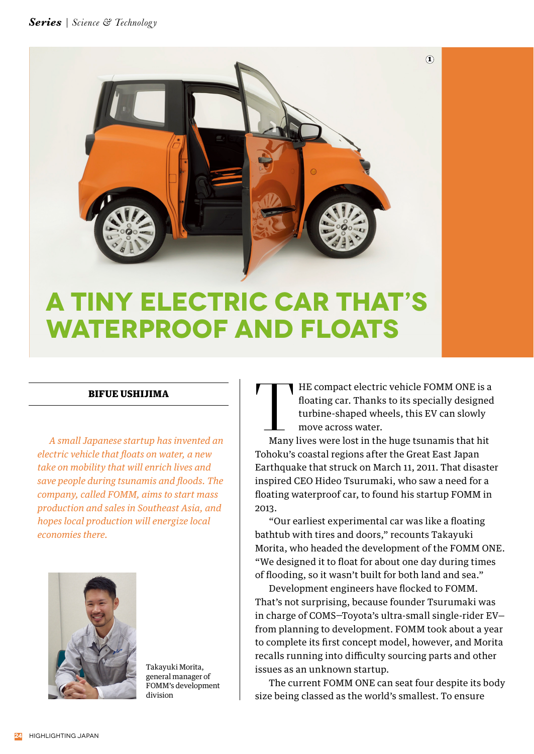# A TINY ELECTRIC CAR THAT'S WATERPROOF AND FLOATS

**BIFUE USHIJIMA**

*A small Japanese startup has invented an electric vehicle that floats on water, a new take on mobility that will enrich lives and save people during tsunamis and floods. The company, called FOMM, aims to start mass production and sales in Southeast Asia, and hopes local production will energize local economies there.*

Takayuki Morita, general manager of FOMM's development division

THE compact electric vehicle FOMM ONE is a floating car. Thanks to its specially designed turbine-shaped wheels, this EV can slowly move across water.

Many lives were lost in the huge tsunamis that hit Tohoku's coastal regions after the Great East Japan Earthquake that struck on March 11, 2011. That disaster inspired CEO Hideo Tsurumaki, who saw a need for a floating waterproof car, to found his startup FOMM in 2013.

"Our earliest experimental car was like a floating bathtub with tires and doors," recounts Takayuki Morita, who headed the development of the FOMM ONE. "We designed it to float for about one day during times of flooding, so it wasn't built for both land and sea."

Development engineers have flocked to FOMM. That's not surprising, because founder Tsurumaki was in charge of COMS—Toyota's ultra-small single-rider EV—from planning to development. FOMM took about a year to complete its first concept model, however, and Morita recalls running into difficulty sourcing parts and other issues as an unknown startup.

The current FOMM ONE can seat four despite its body size being classed as the world's smallest. To ensure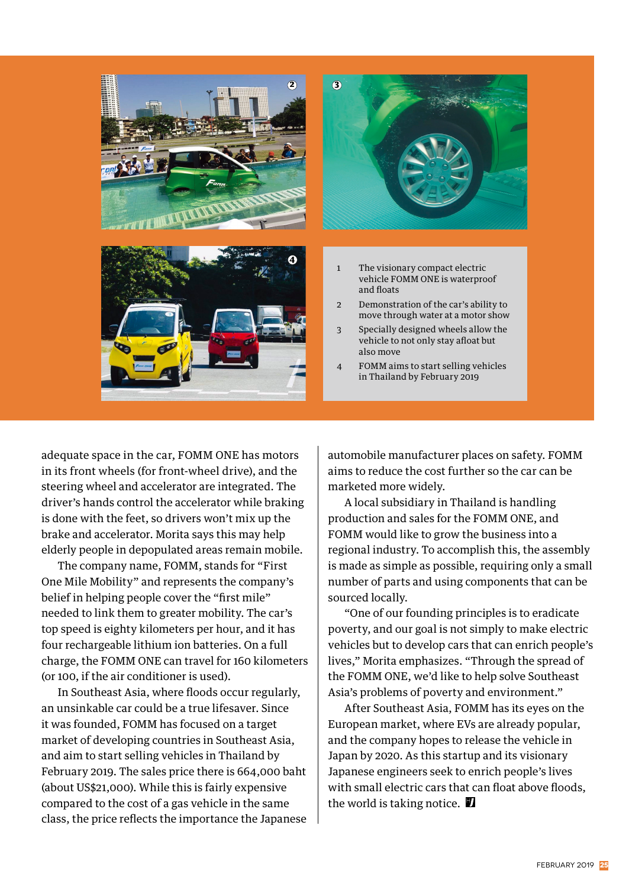1 The visionary compact electric vehicle FOMM ONE is waterproof and floats

2 Demonstration of the car's ability to move through water at a motor show

3 Specially designed wheels allow the vehicle to not only stay afloat but also move

4 FOMM aims to start selling vehicles in Thailand by February 2019

adequate space in the car, FOMM ONE has motors in its front wheels (for front-wheel drive), and the steering wheel and accelerator are integrated. The driver's hands control the accelerator while braking is done with the feet, so drivers won't mix up the brake and accelerator. Morita says this may help elderly people in depopulated areas remain mobile.

The company name, FOMM, stands for "First One Mile Mobility" and represents the company's belief in helping people cover the "first mile" needed to link them to greater mobility. The car's top speed is eighty kilometers per hour, and it has four rechargeable lithium ion batteries. On a full charge, the FOMM ONE can travel for 160 kilometers (or 100, if the air conditioner is used).

In Southeast Asia, where floods occur regularly, an unsinkable car could be a true lifesaver. Since it was founded, FOMM has focused on a target market of developing countries in Southeast Asia, and aim to start selling vehicles in Thailand by February 2019. The sales price there is 664,000 baht (about US$21,000). While this is fairly expensive compared to the cost of a gas vehicle in the same class, the price reflects the importance the Japanese automobile manufacturer places on safety. FOMM aims to reduce the cost further so the car can be marketed more widely.

A local subsidiary in Thailand is handling production and sales for the FOMM ONE, and FOMM would like to grow the business into a regional industry. To accomplish this, the assembly is made as simple as possible, requiring only a small number of parts and using components that can be sourced locally.

"One of our founding principles is to eradicate poverty, and our goal is not simply to make electric vehicles but to develop cars that can enrich people's lives," Morita emphasizes. "Through the spread of the FOMM ONE, we'd like to help solve Southeast Asia's problems of poverty and environment."

After Southeast Asia, FOMM has its eyes on the European market, where EVs are already popular, and the company hopes to release the vehicle in Japan by 2020. As this startup and its visionary Japanese engineers seek to enrich people's lives with small electric cars that can float above floods, the world is taking notice.